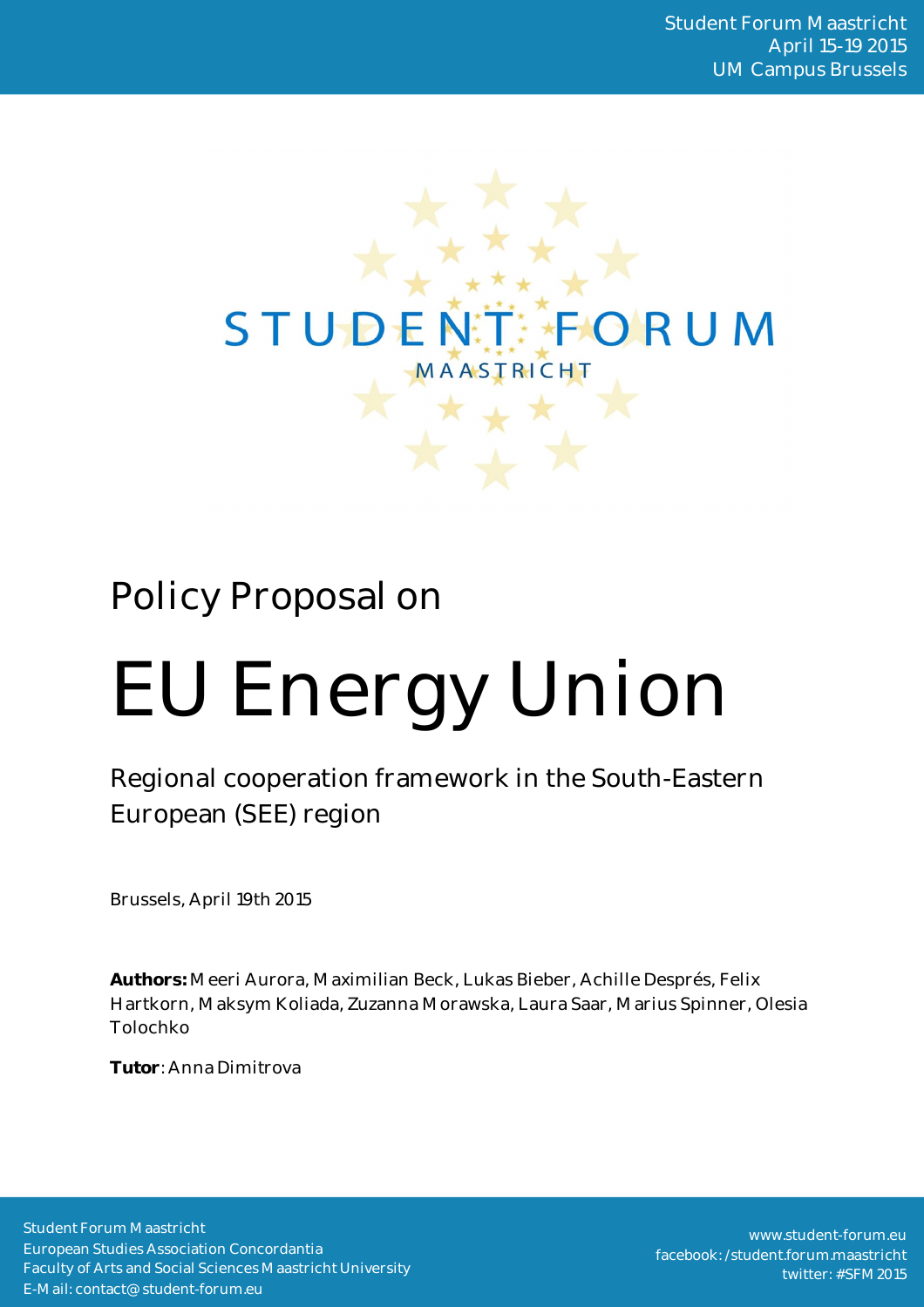Student Forum Maastricht
April 15-19 2015
UM Campus Brussels

STUDENT FORUM
MAASTRICHT

Policy Proposal on

# EU Energy Union

## Regional cooperation framework in the South-Eastern European (SEE) region

Brussels, April 19th 2015

**Authors:** Meeri Aurora, Maximilian Beck, Lukas Bieber, Achille Després, Felix Hartkorn, Maksym Koliada, Zuzanna Morawska, Laura Saar, Marius Spinner, Olesia Tolochko

**Tutor**: Anna Dimitrova

Student Forum Maastricht
European Studies Association Concordantia
Faculty of Arts and Social Sciences Maastricht University
E-Mail: contact@student-forum.eu

www.student-forum.eu
facebook: /student.forum.maastricht
twitter: #SFM 2015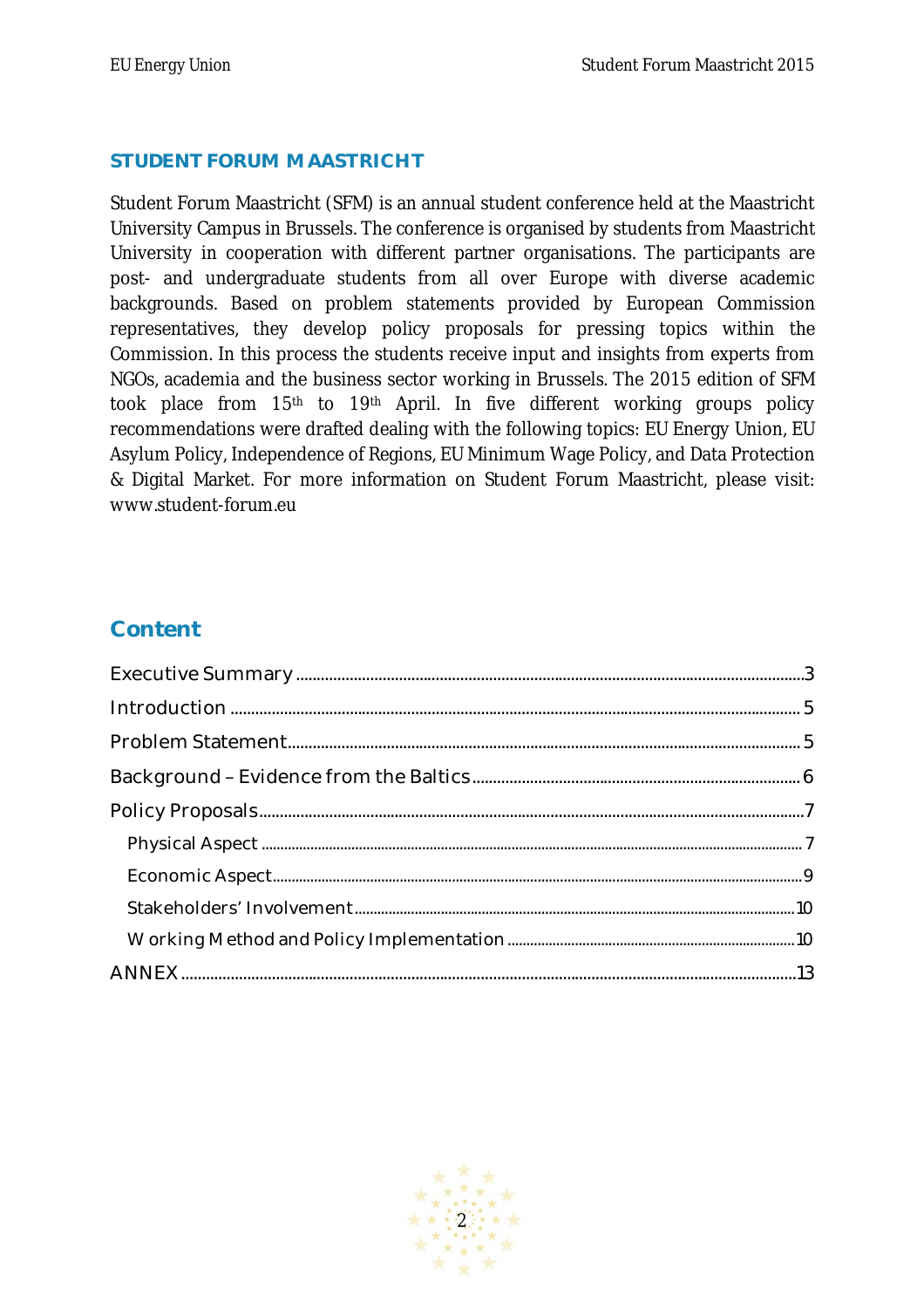## STUDENT FORUM MAASTRICHT

Student Forum Maastricht (SFM) is an annual student conference held at the Maastricht University Campus in Brussels. The conference is organised by students from Maastricht University in cooperation with different partner organisations. The participants are post- and undergraduate students from all over Europe with diverse academic backgrounds. Based on problem statements provided by European Commission representatives, they develop policy proposals for pressing topics within the Commission. In this process the students receive input and insights from experts from NGOs, academia and the business sector working in Brussels. The 2015 edition of SFM took place from 15th to 19th April. In five different working groups policy recommendations were drafted dealing with the following topics: EU Energy Union, EU Asylum Policy, Independence of Regions, EU Minimum Wage Policy, and Data Protection & Digital Market. For more information on Student Forum Maastricht, please visit: www.student-forum.eu

## Content

- Executive Summary ........ 3
- Introduction ........ 5
- Problem Statement ........ 5
- Background – Evidence from the Baltics ........ 6
- Policy Proposals ........ 7
  - Physical Aspect ........ 7
  - Economic Aspect ........ 9
  - Stakeholders' Involvement ........ 10
  - Working Method and Policy Implementation ........ 10
- ANNEX ........ 13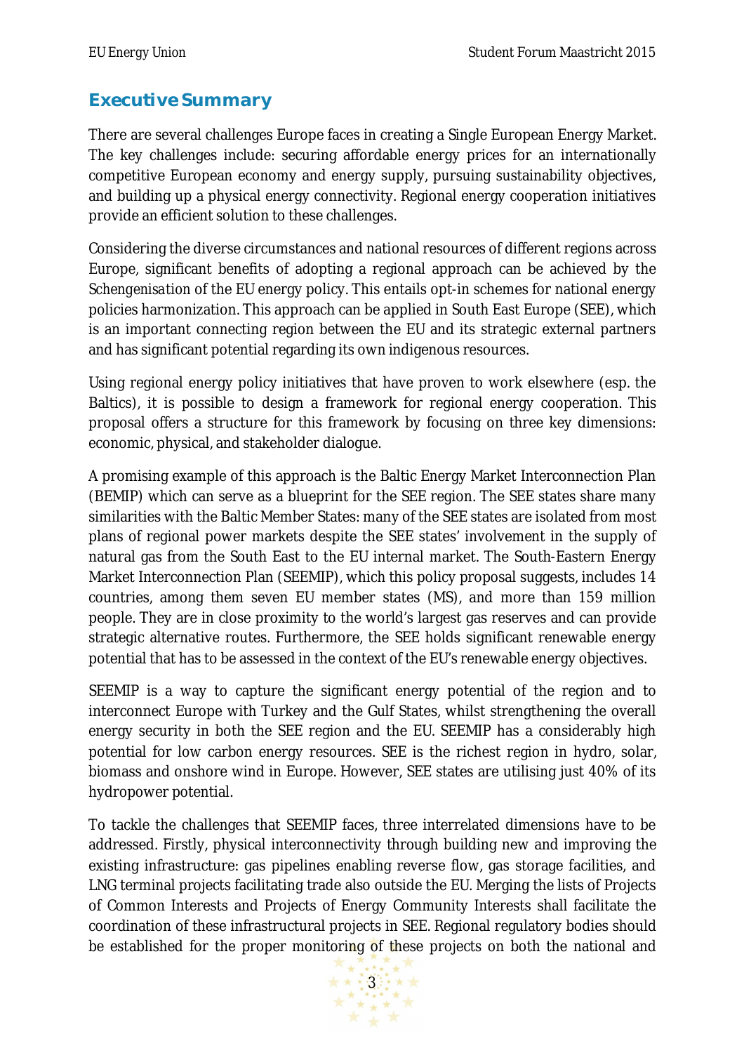## Executive Summary

There are several challenges Europe faces in creating a Single European Energy Market. The key challenges include: securing affordable energy prices for an internationally competitive European economy and energy supply, pursuing sustainability objectives, and building up a physical energy connectivity. Regional energy cooperation initiatives provide an efficient solution to these challenges.

Considering the diverse circumstances and national resources of different regions across Europe, significant benefits of adopting a regional approach can be achieved by the *Schengenisation* of the EU energy policy. This entails opt-in schemes for national energy policies harmonization. This approach can be applied in South East Europe (SEE), which is an important connecting region between the EU and its strategic external partners and has significant potential regarding its own indigenous resources.

Using regional energy policy initiatives that have proven to work elsewhere (esp. the Baltics), it is possible to design a framework for regional energy cooperation. This proposal offers a structure for this framework by focusing on three key dimensions: economic, physical, and stakeholder dialogue.

A promising example of this approach is the Baltic Energy Market Interconnection Plan (BEMIP) which can serve as a blueprint for the SEE region. The SEE states share many similarities with the Baltic Member States: many of the SEE states are isolated from most plans of regional power markets despite the SEE states' involvement in the supply of natural gas from the South East to the EU internal market. The South-Eastern Energy Market Interconnection Plan (SEEMIP), which this policy proposal suggests, includes 14 countries, among them seven EU member states (MS), and more than 159 million people. They are in close proximity to the world's largest gas reserves and can provide strategic alternative routes. Furthermore, the SEE holds significant renewable energy potential that has to be assessed in the context of the EU's renewable energy objectives.

SEEMIP is a way to capture the significant energy potential of the region and to interconnect Europe with Turkey and the Gulf States, whilst strengthening the overall energy security in both the SEE region and the EU. SEEMIP has a considerably high potential for low carbon energy resources. SEE is the richest region in hydro, solar, biomass and onshore wind in Europe. However, SEE states are utilising just 40% of its hydropower potential.

To tackle the challenges that SEEMIP faces, three interrelated dimensions have to be addressed. Firstly, physical interconnectivity through building new and improving the existing infrastructure: gas pipelines enabling reverse flow, gas storage facilities, and LNG terminal projects facilitating trade also outside the EU. Merging the lists of Projects of Common Interests and Projects of Energy Community Interests shall facilitate the coordination of these infrastructural projects in SEE. Regional regulatory bodies should be established for the proper monitoring of these projects on both the national and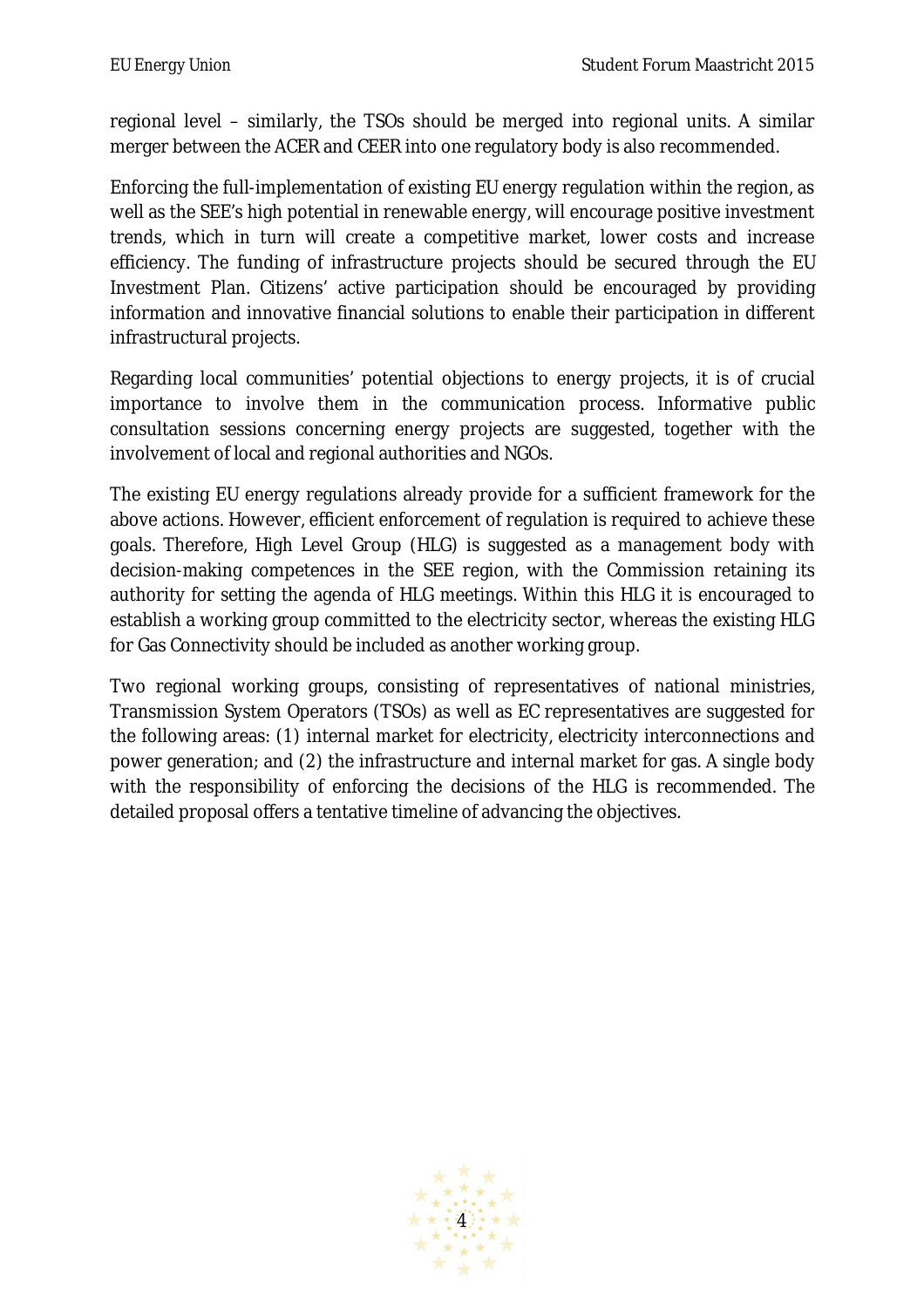regional level – similarly, the TSOs should be merged into regional units. A similar merger between the ACER and CEER into one regulatory body is also recommended.

Enforcing the full-implementation of existing EU energy regulation within the region, as well as the SEE's high potential in renewable energy, will encourage positive investment trends, which in turn will create a competitive market, lower costs and increase efficiency. The funding of infrastructure projects should be secured through the EU Investment Plan. Citizens' active participation should be encouraged by providing information and innovative financial solutions to enable their participation in different infrastructural projects.

Regarding local communities' potential objections to energy projects, it is of crucial importance to involve them in the communication process. Informative public consultation sessions concerning energy projects are suggested, together with the involvement of local and regional authorities and NGOs.

The existing EU energy regulations already provide for a sufficient framework for the above actions. However, efficient enforcement of regulation is required to achieve these goals. Therefore, High Level Group (HLG) is suggested as a management body with decision-making competences in the SEE region, with the Commission retaining its authority for setting the agenda of HLG meetings. Within this HLG it is encouraged to establish a working group committed to the electricity sector, whereas the existing HLG for Gas Connectivity should be included as another working group.

Two regional working groups, consisting of representatives of national ministries, Transmission System Operators (TSOs) as well as EC representatives are suggested for the following areas: (1) internal market for electricity, electricity interconnections and power generation; and (2) the infrastructure and internal market for gas. A single body with the responsibility of enforcing the decisions of the HLG is recommended. The detailed proposal offers a tentative timeline of advancing the objectives.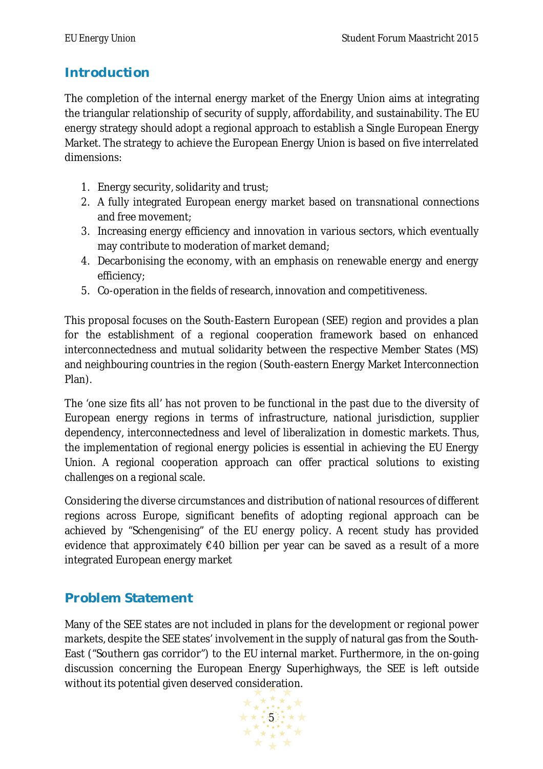## Introduction

The completion of the internal energy market of the Energy Union aims at integrating the triangular relationship of security of supply, affordability, and sustainability. The EU energy strategy should adopt a regional approach to establish a Single European Energy Market. The strategy to achieve the European Energy Union is based on five interrelated dimensions:

1. Energy security, solidarity and trust;
2. A fully integrated European energy market based on transnational connections and free movement;
3. Increasing energy efficiency and innovation in various sectors, which eventually may contribute to moderation of market demand;
4. Decarbonising the economy, with an emphasis on renewable energy and energy efficiency;
5. Co-operation in the fields of research, innovation and competitiveness.

This proposal focuses on the South-Eastern European (SEE) region and provides a plan for the establishment of a regional cooperation framework based on enhanced interconnectedness and mutual solidarity between the respective Member States (MS) and neighbouring countries in the region (South-eastern Energy Market Interconnection Plan).

The 'one size fits all' has not proven to be functional in the past due to the diversity of European energy regions in terms of infrastructure, national jurisdiction, supplier dependency, interconnectedness and level of liberalization in domestic markets. Thus, the implementation of regional energy policies is essential in achieving the EU Energy Union. A regional cooperation approach can offer practical solutions to existing challenges on a regional scale.

Considering the diverse circumstances and distribution of national resources of different regions across Europe, significant benefits of adopting regional approach can be achieved by "Schengenising" of the EU energy policy. A recent study has provided evidence that approximately €40 billion per year can be saved as a result of a more integrated European energy market

## Problem Statement

Many of the SEE states are not included in plans for the development or regional power markets, despite the SEE states' involvement in the supply of natural gas from the South-East ("Southern gas corridor") to the EU internal market. Furthermore, in the on-going discussion concerning the European Energy Superhighways, the SEE is left outside without its potential given deserved consideration.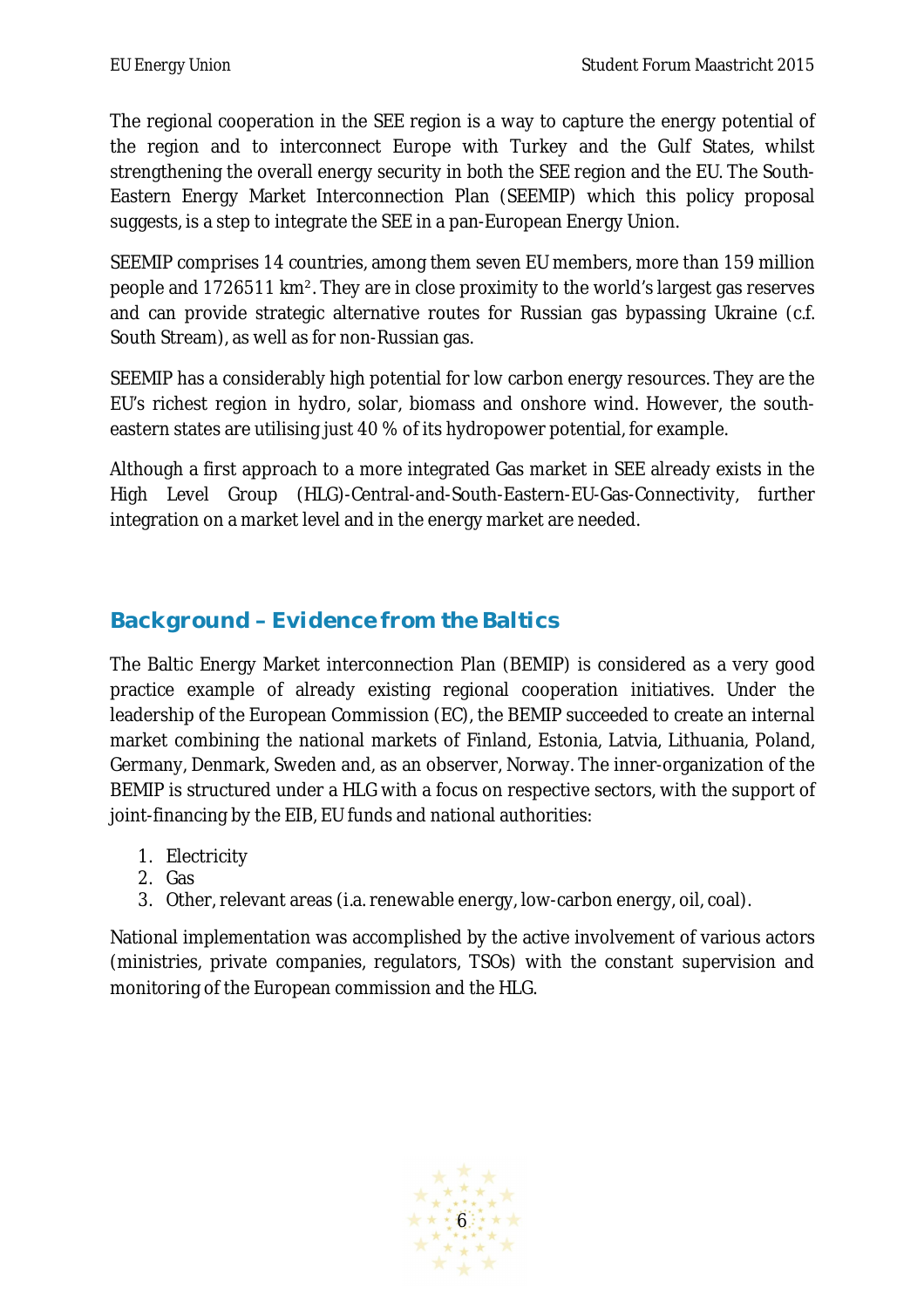The regional cooperation in the SEE region is a way to capture the energy potential of the region and to interconnect Europe with Turkey and the Gulf States, whilst strengthening the overall energy security in both the SEE region and the EU. The South-Eastern Energy Market Interconnection Plan (SEEMIP) which this policy proposal suggests, is a step to integrate the SEE in a pan-European Energy Union.

SEEMIP comprises 14 countries, among them seven EU members, more than 159 million people and 1726511 $km^2$. They are in close proximity to the world's largest gas reserves and can provide strategic alternative routes for Russian gas bypassing Ukraine (c.f. South Stream), as well as for non-Russian gas.

SEEMIP has a considerably high potential for low carbon energy resources. They are the EU's richest region in hydro, solar, biomass and onshore wind. However, the south-eastern states are utilising just 40 % of its hydropower potential, for example.

Although a first approach to a more integrated Gas market in SEE already exists in the High Level Group (HLG)-Central-and-South-Eastern-EU-Gas-Connectivity, further integration on a market level and in the energy market are needed.

## Background – Evidence from the Baltics

The Baltic Energy Market interconnection Plan (BEMIP) is considered as a very good practice example of already existing regional cooperation initiatives. Under the leadership of the European Commission (EC), the BEMIP succeeded to create an internal market combining the national markets of Finland, Estonia, Latvia, Lithuania, Poland, Germany, Denmark, Sweden and, as an observer, Norway. The inner-organization of the BEMIP is structured under a HLG with a focus on respective sectors, with the support of joint-financing by the EIB, EU funds and national authorities:

1. Electricity
2. Gas
3. Other, relevant areas (i.a. renewable energy, low-carbon energy, oil, coal).

National implementation was accomplished by the active involvement of various actors (ministries, private companies, regulators, TSOs) with the constant supervision and monitoring of the European commission and the HLG.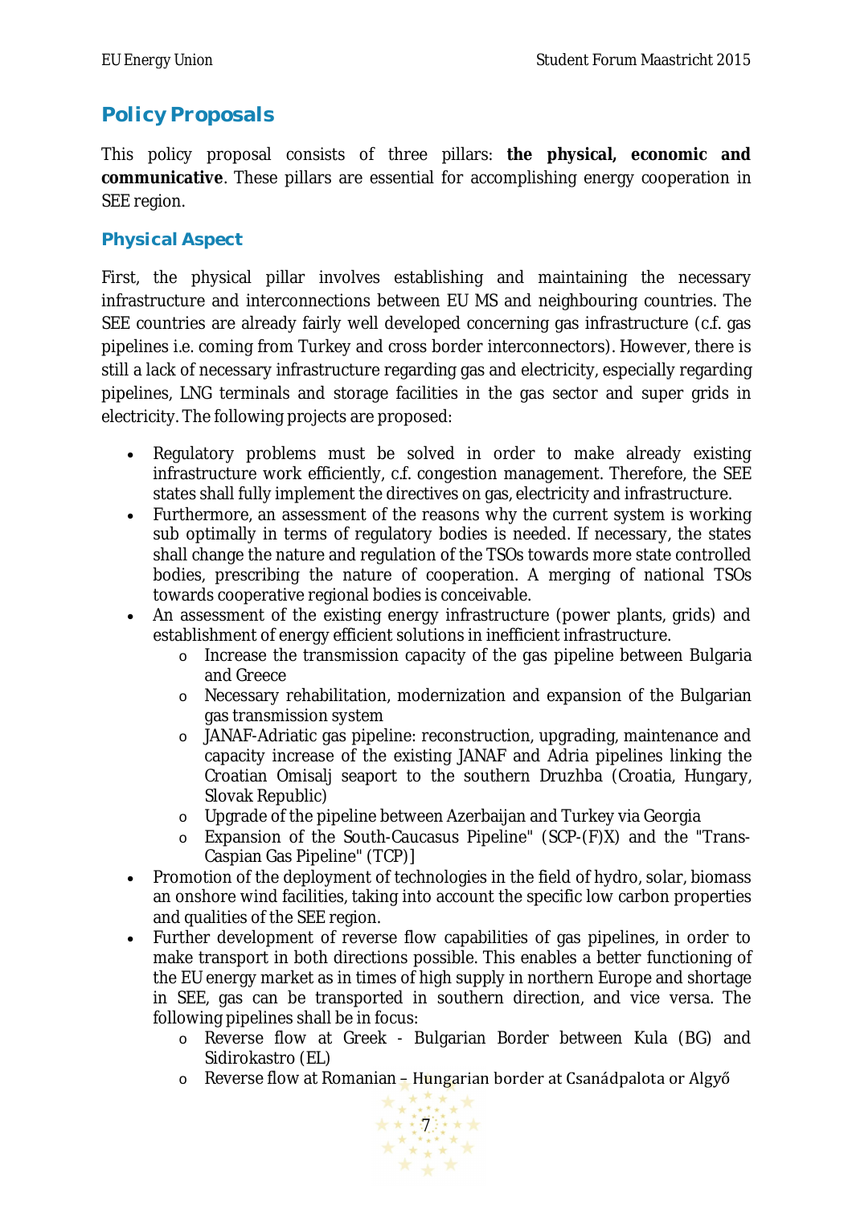## Policy Proposals

This policy proposal consists of three pillars: **the physical, economic and communicative**. These pillars are essential for accomplishing energy cooperation in SEE region.

### Physical Aspect

First, the physical pillar involves establishing and maintaining the necessary infrastructure and interconnections between EU MS and neighbouring countries. The SEE countries are already fairly well developed concerning gas infrastructure (c.f. gas pipelines i.e. coming from Turkey and cross border interconnectors). However, there is still a lack of necessary infrastructure regarding gas and electricity, especially regarding pipelines, LNG terminals and storage facilities in the gas sector and super grids in electricity. The following projects are proposed:

- Regulatory problems must be solved in order to make already existing infrastructure work efficiently, c.f. congestion management. Therefore, the SEE states shall fully implement the directives on gas, electricity and infrastructure.
- Furthermore, an assessment of the reasons why the current system is working sub optimally in terms of regulatory bodies is needed. If necessary, the states shall change the nature and regulation of the TSOs towards more state controlled bodies, prescribing the nature of cooperation. A merging of national TSOs towards cooperative regional bodies is conceivable.
- An assessment of the existing energy infrastructure (power plants, grids) and establishment of energy efficient solutions in inefficient infrastructure.
  - Increase the transmission capacity of the gas pipeline between Bulgaria and Greece
  - Necessary rehabilitation, modernization and expansion of the Bulgarian gas transmission system
  - JANAF-Adriatic gas pipeline: reconstruction, upgrading, maintenance and capacity increase of the existing JANAF and Adria pipelines linking the Croatian Omisalj seaport to the southern Druzhba (Croatia, Hungary, Slovak Republic)
  - Upgrade of the pipeline between Azerbaijan and Turkey via Georgia
  - Expansion of the South-Caucasus Pipeline" (SCP-(F)X) and the "Trans-Caspian Gas Pipeline" (TCP)]
- Promotion of the deployment of technologies in the field of hydro, solar, biomass an onshore wind facilities, taking into account the specific low carbon properties and qualities of the SEE region.
- Further development of reverse flow capabilities of gas pipelines, in order to make transport in both directions possible. This enables a better functioning of the EU energy market as in times of high supply in northern Europe and shortage in SEE, gas can be transported in southern direction, and vice versa. The following pipelines shall be in focus:
  - Reverse flow at Greek - Bulgarian Border between Kula (BG) and Sidirokastro (EL)
  - Reverse flow at Romanian – Hungarian border at Csanádpalota or Algyő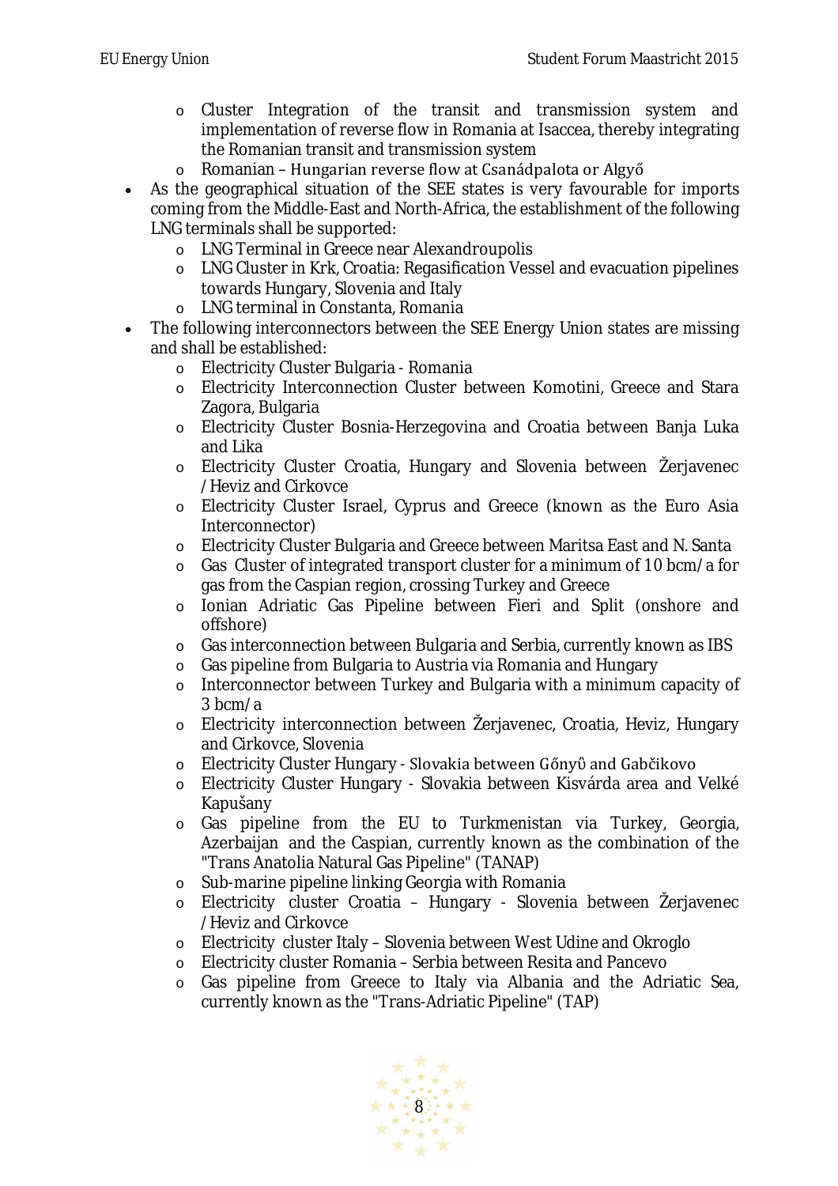- Cluster Integration of the transit and transmission system and implementation of reverse flow in Romania at Isaccea, thereby integrating the Romanian transit and transmission system
  - Romanian – Hungarian reverse flow at Csanádpalota or Algyő
- As the geographical situation of the SEE states is very favourable for imports coming from the Middle-East and North-Africa, the establishment of the following LNG terminals shall be supported:
  - LNG Terminal in Greece near Alexandroupolis
  - LNG Cluster in Krk, Croatia: Regasification Vessel and evacuation pipelines towards Hungary, Slovenia and Italy
  - LNG terminal in Constanta, Romania
- The following interconnectors between the SEE Energy Union states are missing and shall be established:
  - Electricity Cluster Bulgaria - Romania
  - Electricity Interconnection Cluster between Komotini, Greece and Stara Zagora, Bulgaria
  - Electricity Cluster Bosnia-Herzegovina and Croatia between Banja Luka and Lika
  - Electricity Cluster Croatia, Hungary and Slovenia between Žerjavenec /Heviz and Cirkovce
  - Electricity Cluster Israel, Cyprus and Greece (known as the Euro Asia Interconnector)
  - Electricity Cluster Bulgaria and Greece between Maritsa East and N. Santa
  - Gas Cluster of integrated transport cluster for a minimum of 10 bcm/a for gas from the Caspian region, crossing Turkey and Greece
  - Ionian Adriatic Gas Pipeline between Fieri and Split (onshore and offshore)
  - Gas interconnection between Bulgaria and Serbia, currently known as IBS
  - Gas pipeline from Bulgaria to Austria via Romania and Hungary
  - Interconnector between Turkey and Bulgaria with a minimum capacity of 3 bcm/a
  - Electricity interconnection between Žerjavenec, Croatia, Heviz, Hungary and Cirkovce, Slovenia
  - Electricity Cluster Hungary - Slovakia between Gőnyű and Gabčikovo
  - Electricity Cluster Hungary - Slovakia between Kisvárda area and Velké Kapušany
  - Gas pipeline from the EU to Turkmenistan via Turkey, Georgia, Azerbaijan and the Caspian, currently known as the combination of the "Trans Anatolia Natural Gas Pipeline" (TANAP)
  - Sub-marine pipeline linking Georgia with Romania
  - Electricity cluster Croatia – Hungary - Slovenia between Žerjavenec /Heviz and Cirkovce
  - Electricity cluster Italy – Slovenia between West Udine and Okroglo
  - Electricity cluster Romania – Serbia between Resita and Pancevo
  - Gas pipeline from Greece to Italy via Albania and the Adriatic Sea, currently known as the "Trans-Adriatic Pipeline" (TAP)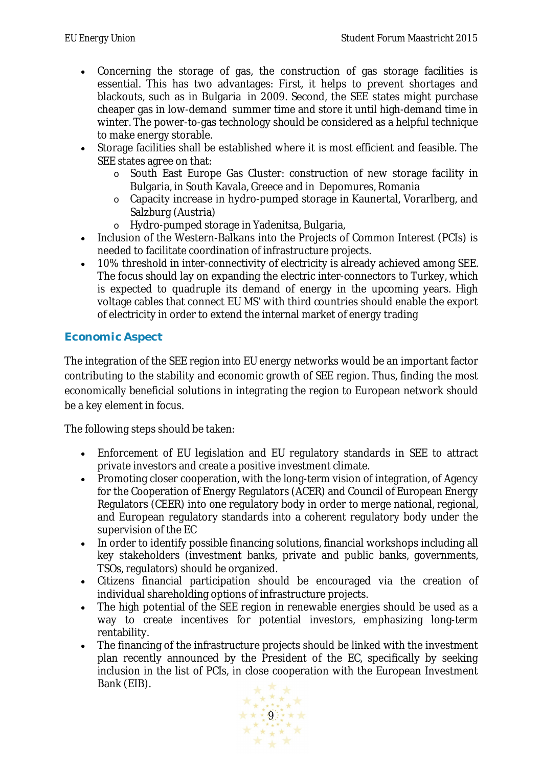- Concerning the storage of gas, the construction of gas storage facilities is essential. This has two advantages: First, it helps to prevent shortages and blackouts, such as in Bulgaria in 2009. Second, the SEE states might purchase cheaper gas in low-demand summer time and store it until high-demand time in winter. The power-to-gas technology should be considered as a helpful technique to make energy storable.
- Storage facilities shall be established where it is most efficient and feasible. The SEE states agree on that:
  - South East Europe Gas Cluster: construction of new storage facility in Bulgaria, in South Kavala, Greece and in Depomures, Romania
  - Capacity increase in hydro-pumped storage in Kaunertal, Vorarlberg, and Salzburg (Austria)
  - Hydro-pumped storage in Yadenitsa, Bulgaria,
- Inclusion of the Western-Balkans into the Projects of Common Interest (PCIs) is needed to facilitate coordination of infrastructure projects.
- 10% threshold in inter-connectivity of electricity is already achieved among SEE. The focus should lay on expanding the electric inter-connectors to Turkey, which is expected to quadruple its demand of energy in the upcoming years. High voltage cables that connect EU MS' with third countries should enable the export of electricity in order to extend the internal market of energy trading

### Economic Aspect

The integration of the SEE region into EU energy networks would be an important factor contributing to the stability and economic growth of SEE region. Thus, finding the most economically beneficial solutions in integrating the region to European network should be a key element in focus.

The following steps should be taken:

- Enforcement of EU legislation and EU regulatory standards in SEE to attract private investors and create a positive investment climate.
- Promoting closer cooperation, with the long-term vision of integration, of Agency for the Cooperation of Energy Regulators (ACER) and Council of European Energy Regulators (CEER) into one regulatory body in order to merge national, regional, and European regulatory standards into a coherent regulatory body under the supervision of the EC
- In order to identify possible financing solutions, financial workshops including all key stakeholders (investment banks, private and public banks, governments, TSOs, regulators) should be organized.
- Citizens financial participation should be encouraged via the creation of individual shareholding options of infrastructure projects.
- The high potential of the SEE region in renewable energies should be used as a way to create incentives for potential investors, emphasizing long-term rentability.
- The financing of the infrastructure projects should be linked with the investment plan recently announced by the President of the EC, specifically by seeking inclusion in the list of PCIs, in close cooperation with the European Investment Bank (EIB).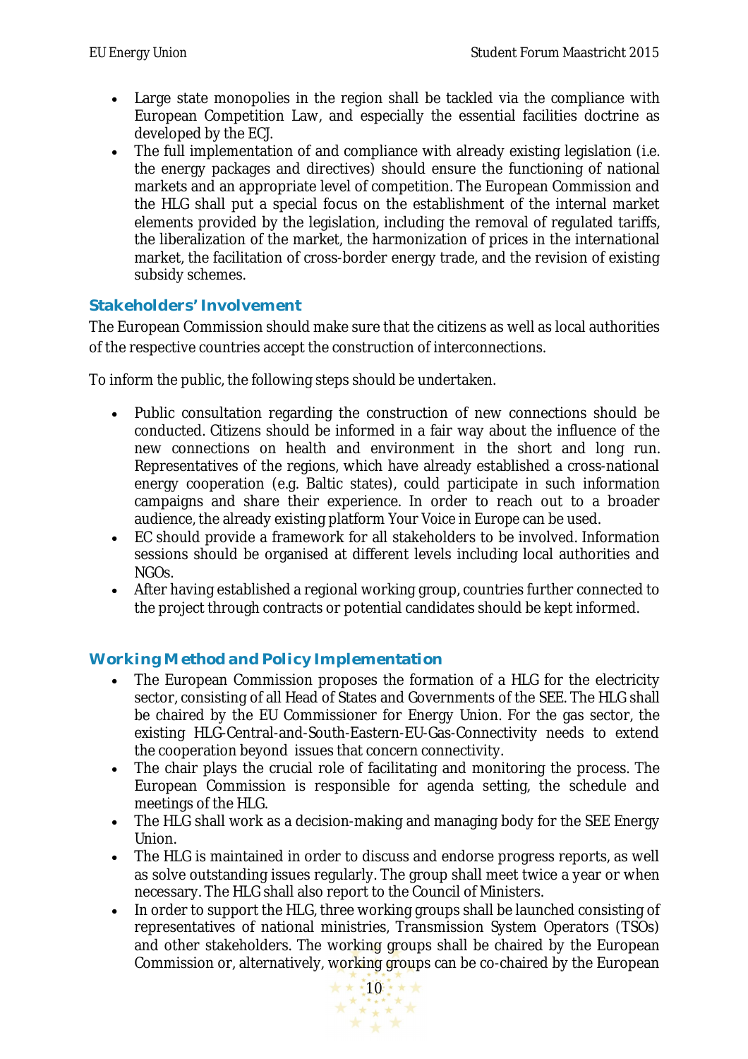- Large state monopolies in the region shall be tackled via the compliance with European Competition Law, and especially the essential facilities doctrine as developed by the ECJ.
- The full implementation of and compliance with already existing legislation (i.e. the energy packages and directives) should ensure the functioning of national markets and an appropriate level of competition. The European Commission and the HLG shall put a special focus on the establishment of the internal market elements provided by the legislation, including the removal of regulated tariffs, the liberalization of the market, the harmonization of prices in the international market, the facilitation of cross-border energy trade, and the revision of existing subsidy schemes.

## Stakeholders' Involvement

The European Commission should make sure that the citizens as well as local authorities of the respective countries accept the construction of interconnections.

To inform the public, the following steps should be undertaken.

- Public consultation regarding the construction of new connections should be conducted. Citizens should be informed in a fair way about the influence of the new connections on health and environment in the short and long run. Representatives of the regions, which have already established a cross-national energy cooperation (e.g. Baltic states), could participate in such information campaigns and share their experience. In order to reach out to a broader audience, the already existing platform Your Voice in Europe can be used.
- EC should provide a framework for all stakeholders to be involved. Information sessions should be organised at different levels including local authorities and NGOs.
- After having established a regional working group, countries further connected to the project through contracts or potential candidates should be kept informed.

## Working Method and Policy Implementation

- The European Commission proposes the formation of a HLG for the electricity sector, consisting of all Head of States and Governments of the SEE. The HLG shall be chaired by the EU Commissioner for Energy Union. For the gas sector, the existing HLG-Central-and-South-Eastern-EU-Gas-Connectivity needs to extend the cooperation beyond issues that concern connectivity.
- The chair plays the crucial role of facilitating and monitoring the process. The European Commission is responsible for agenda setting, the schedule and meetings of the HLG.
- The HLG shall work as a decision-making and managing body for the SEE Energy Union.
- The HLG is maintained in order to discuss and endorse progress reports, as well as solve outstanding issues regularly. The group shall meet twice a year or when necessary. The HLG shall also report to the Council of Ministers.
- In order to support the HLG, three working groups shall be launched consisting of representatives of national ministries, Transmission System Operators (TSOs) and other stakeholders. The working groups shall be chaired by the European Commission or, alternatively, working groups can be co-chaired by the European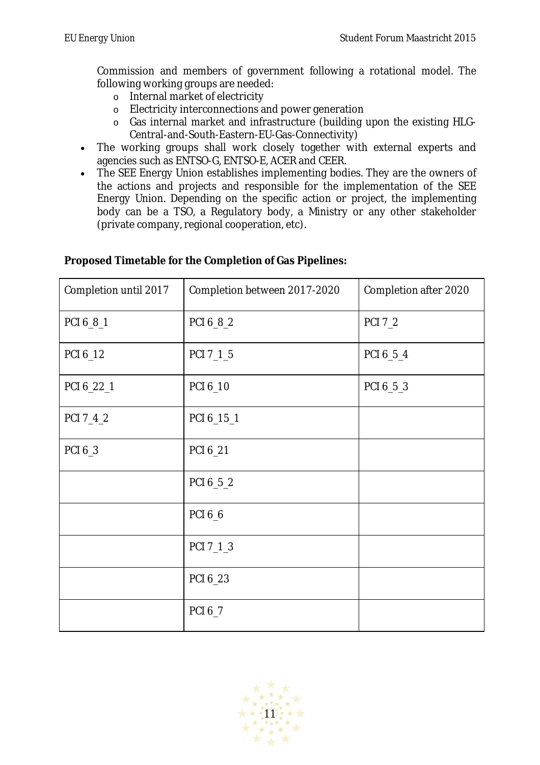Commission and members of government following a rotational model. The following working groups are needed:
  - Internal market of electricity
  - Electricity interconnections and power generation
  - Gas internal market and infrastructure (building upon the existing HLG-Central-and-South-Eastern-EU-Gas-Connectivity)
- The working groups shall work closely together with external experts and agencies such as ENTSO-G, ENTSO-E, ACER and CEER.
- The SEE Energy Union establishes implementing bodies. They are the owners of the actions and projects and responsible for the implementation of the SEE Energy Union. Depending on the specific action or project, the implementing body can be a TSO, a Regulatory body, a Ministry or any other stakeholder (private company, regional cooperation, etc).

**Proposed Timetable for the Completion of Gas Pipelines:**

| Completion until 2017 | Completion between 2017-2020 | Completion after 2020 |
|---|---|---|
| PCI 6_8_1 | PCI 6_8_2 | PCI 7_2 |
| PCI 6_12 | PCI 7_1_5 | PCI 6_5_4 |
| PCI 6_22_1 | PCI 6_10 | PCI 6_5_3 |
| PCI 7_4_2 | PCI 6_15_1 | |
| PCI 6_3 | PCI 6_21 | |
| | PCI 6_5_2 | |
| | PCI 6_6 | |
| | PCI 7_1_3 | |
| | PCI 6_23 | |
| | PCI 6_7 | |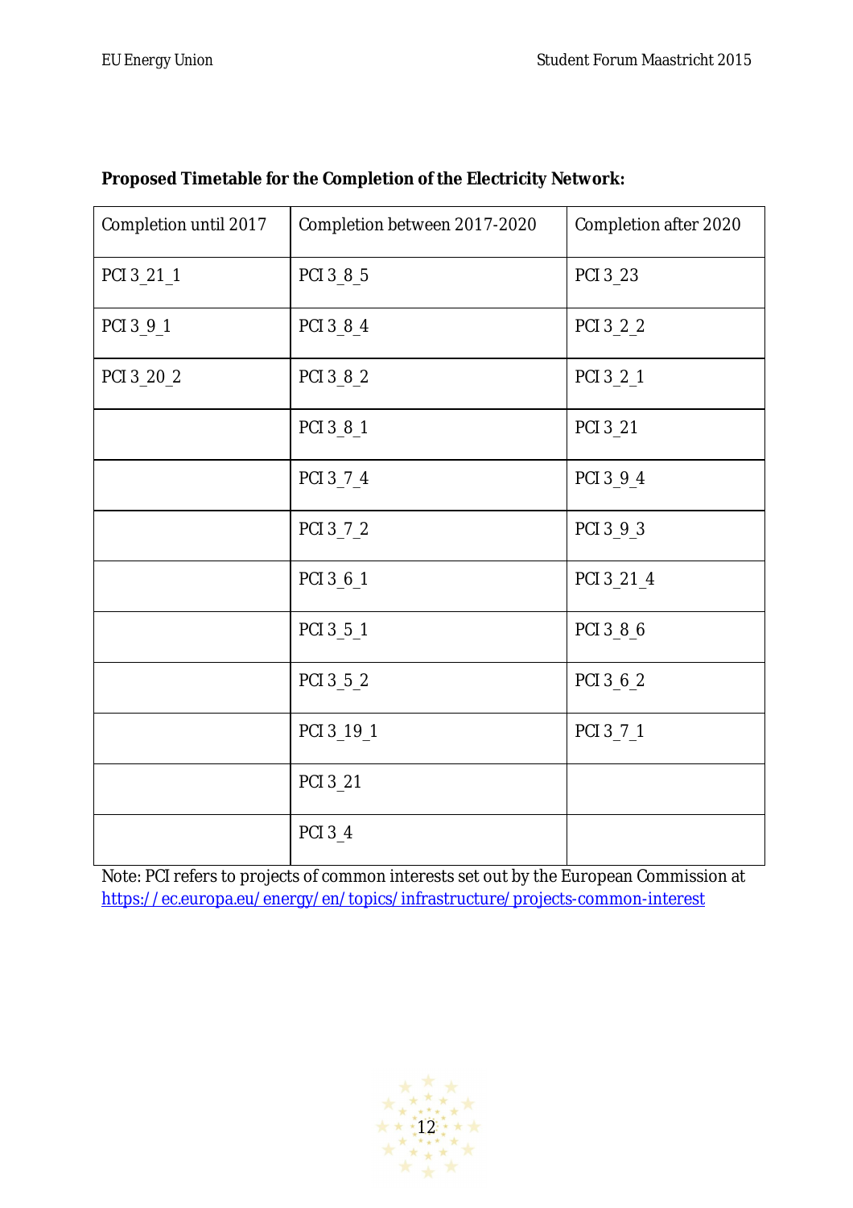**Proposed Timetable for the Completion of the Electricity Network:**

| Completion until 2017 | Completion between 2017-2020 | Completion after 2020 |
|---|---|---|
| PCI 3_21_1 | PCI 3_8_5 | PCI 3_23 |
| PCI 3_9_1 | PCI 3_8_4 | PCI 3_2_2 |
| PCI 3_20_2 | PCI 3_8_2 | PCI 3_2_1 |
| | PCI 3_8_1 | PCI 3_21 |
| | PCI 3_7_4 | PCI 3_9_4 |
| | PCI 3_7_2 | PCI 3_9_3 |
| | PCI 3_6_1 | PCI 3_21_4 |
| | PCI 3_5_1 | PCI 3_8_6 |
| | PCI 3_5_2 | PCI 3_6_2 |
| | PCI 3_19_1 | PCI 3_7_1 |
| | PCI 3_21 | |
| | PCI 3_4 | |

Note: PCI refers to projects of common interests set out by the European Commission at https://ec.europa.eu/energy/en/topics/infrastructure/projects-common-interest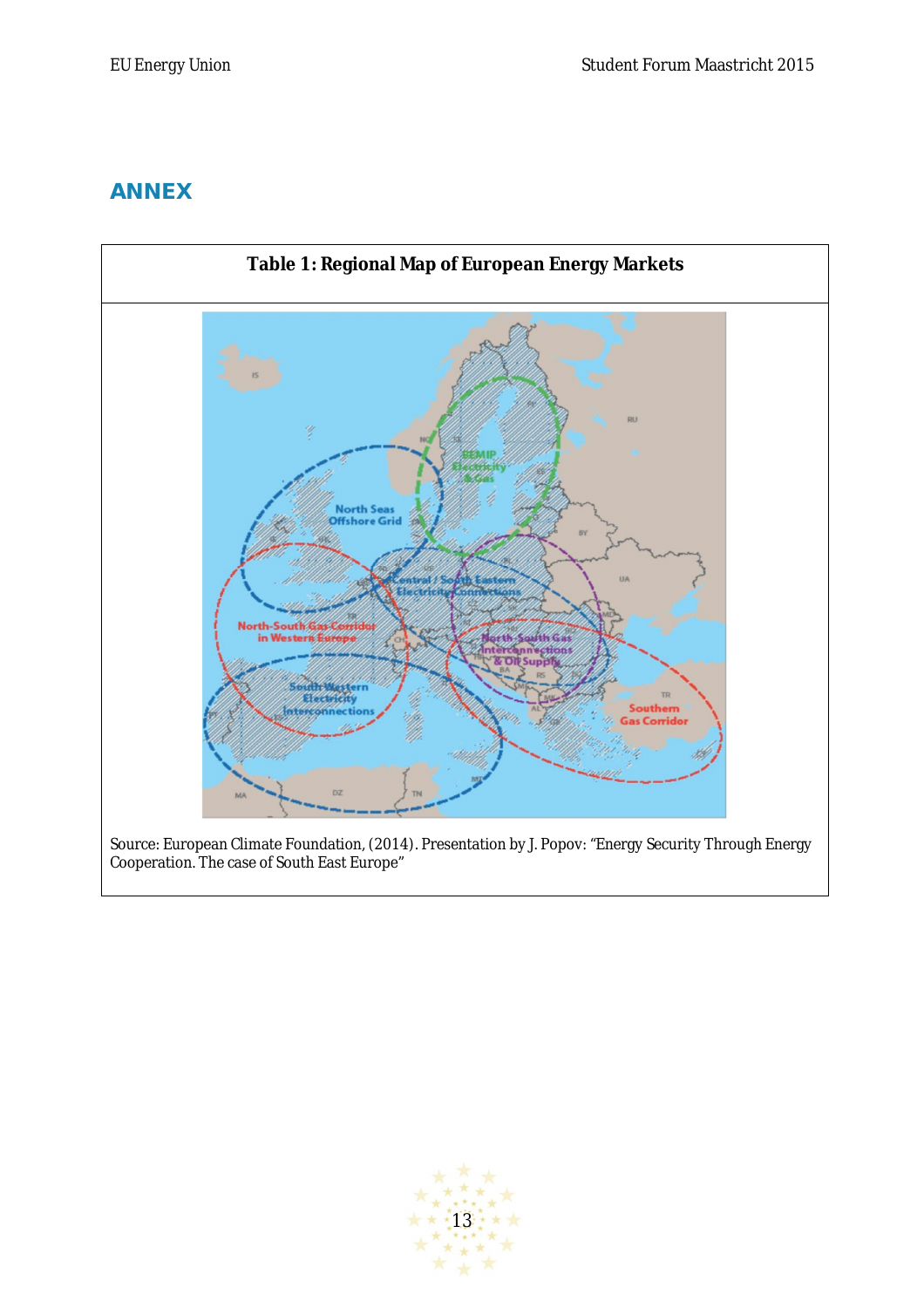## ANNEX

**Table 1: Regional Map of European Energy Markets**

North Seas Offshore Grid

BEMIP Electricity & Gas

Central / South Eastern Electricity Connections

North-South Gas Corridor in Western Europe

North-South Gas Interconnections & Oil Supply

South Western Electricity Interconnections

Southern Gas Corridor

Source: European Climate Foundation, (2014). Presentation by J. Popov: "Energy Security Through Energy Cooperation. The case of South East Europe"